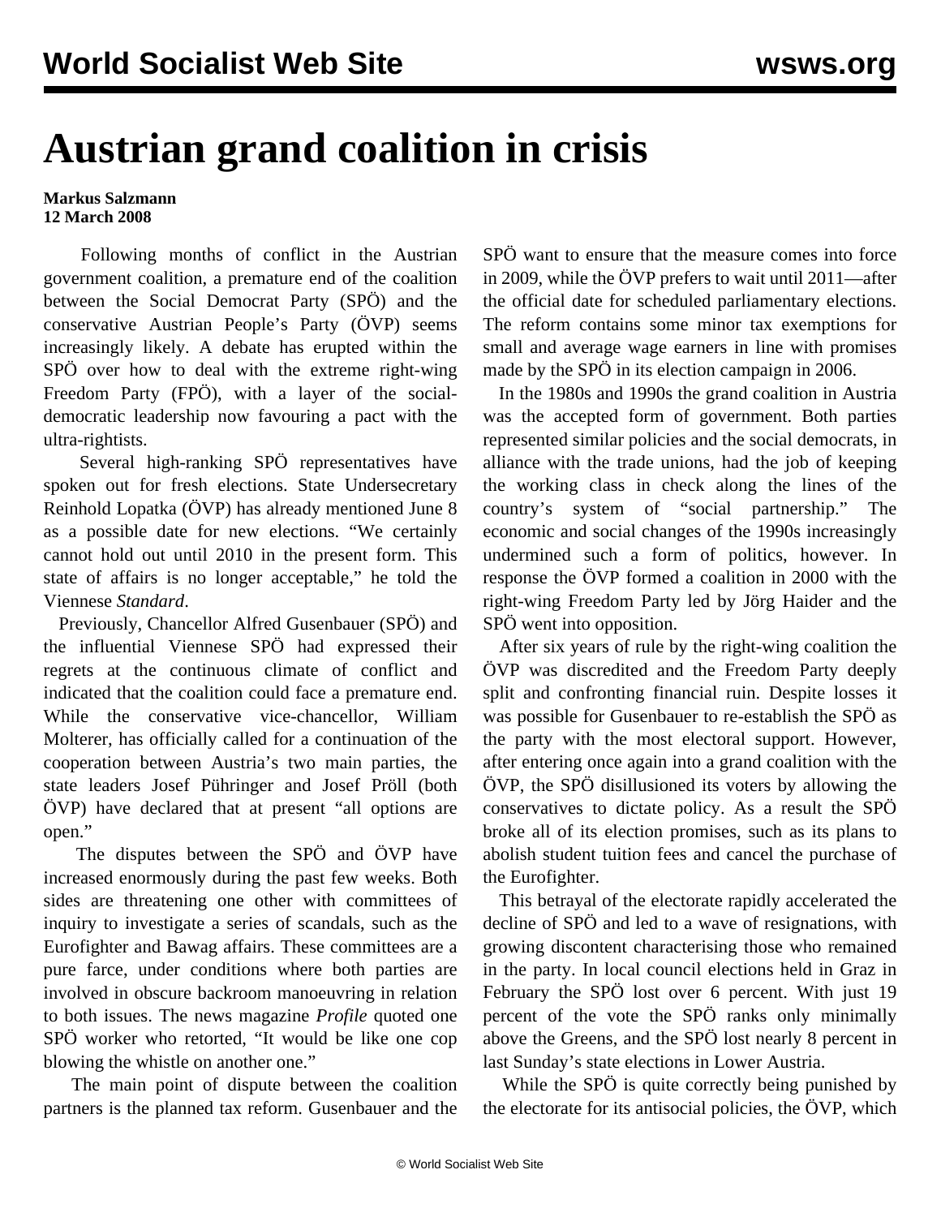# Austrian grand coalition in crisis

**Markus Salzmann**
**12 March 2008**

Following months of conflict in the Austrian government coalition, a premature end of the coalition between the Social Democrat Party (SPÖ) and the conservative Austrian People's Party (ÖVP) seems increasingly likely. A debate has erupted within the SPÖ over how to deal with the extreme right-wing Freedom Party (FPÖ), with a layer of the social-democratic leadership now favouring a pact with the ultra-rightists.

Several high-ranking SPÖ representatives have spoken out for fresh elections. State Undersecretary Reinhold Lopatka (ÖVP) has already mentioned June 8 as a possible date for new elections. "We certainly cannot hold out until 2010 in the present form. This state of affairs is no longer acceptable," he told the Viennese *Standard*.

Previously, Chancellor Alfred Gusenbauer (SPÖ) and the influential Viennese SPÖ had expressed their regrets at the continuous climate of conflict and indicated that the coalition could face a premature end. While the conservative vice-chancellor, William Molterer, has officially called for a continuation of the cooperation between Austria's two main parties, the state leaders Josef Pühringer and Josef Pröll (both ÖVP) have declared that at present "all options are open."

The disputes between the SPÖ and ÖVP have increased enormously during the past few weeks. Both sides are threatening one other with committees of inquiry to investigate a series of scandals, such as the Eurofighter and Bawag affairs. These committees are a pure farce, under conditions where both parties are involved in obscure backroom manoeuvring in relation to both issues. The news magazine *Profile* quoted one SPÖ worker who retorted, "It would be like one cop blowing the whistle on another one."

The main point of dispute between the coalition partners is the planned tax reform. Gusenbauer and the SPÖ want to ensure that the measure comes into force in 2009, while the ÖVP prefers to wait until 2011—after the official date for scheduled parliamentary elections. The reform contains some minor tax exemptions for small and average wage earners in line with promises made by the SPÖ in its election campaign in 2006.

In the 1980s and 1990s the grand coalition in Austria was the accepted form of government. Both parties represented similar policies and the social democrats, in alliance with the trade unions, had the job of keeping the working class in check along the lines of the country's system of "social partnership." The economic and social changes of the 1990s increasingly undermined such a form of politics, however. In response the ÖVP formed a coalition in 2000 with the right-wing Freedom Party led by Jörg Haider and the SPÖ went into opposition.

After six years of rule by the right-wing coalition the ÖVP was discredited and the Freedom Party deeply split and confronting financial ruin. Despite losses it was possible for Gusenbauer to re-establish the SPÖ as the party with the most electoral support. However, after entering once again into a grand coalition with the ÖVP, the SPÖ disillusioned its voters by allowing the conservatives to dictate policy. As a result the SPÖ broke all of its election promises, such as its plans to abolish student tuition fees and cancel the purchase of the Eurofighter.

This betrayal of the electorate rapidly accelerated the decline of SPÖ and led to a wave of resignations, with growing discontent characterising those who remained in the party. In local council elections held in Graz in February the SPÖ lost over 6 percent. With just 19 percent of the vote the SPÖ ranks only minimally above the Greens, and the SPÖ lost nearly 8 percent in last Sunday's state elections in Lower Austria.

While the SPÖ is quite correctly being punished by the electorate for its antisocial policies, the ÖVP, which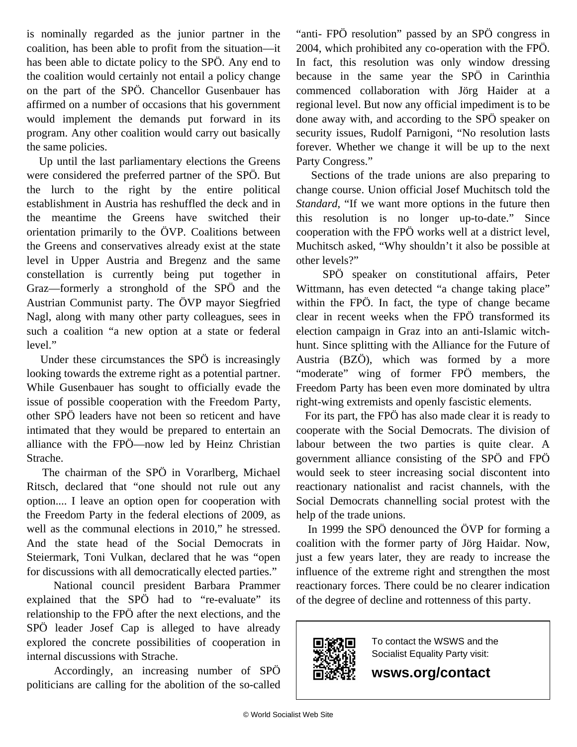is nominally regarded as the junior partner in the coalition, has been able to profit from the situation—it has been able to dictate policy to the SPÖ. Any end to the coalition would certainly not entail a policy change on the part of the SPÖ. Chancellor Gusenbauer has affirmed on a number of occasions that his government would implement the demands put forward in its program. Any other coalition would carry out basically the same policies.

Up until the last parliamentary elections the Greens were considered the preferred partner of the SPÖ. But the lurch to the right by the entire political establishment in Austria has reshuffled the deck and in the meantime the Greens have switched their orientation primarily to the ÖVP. Coalitions between the Greens and conservatives already exist at the state level in Upper Austria and Bregenz and the same constellation is currently being put together in Graz—formerly a stronghold of the SPÖ and the Austrian Communist party. The ÖVP mayor Siegfried Nagl, along with many other party colleagues, sees in such a coalition "a new option at a state or federal level."

Under these circumstances the SPÖ is increasingly looking towards the extreme right as a potential partner. While Gusenbauer has sought to officially evade the issue of possible cooperation with the Freedom Party, other SPÖ leaders have not been so reticent and have intimated that they would be prepared to entertain an alliance with the FPÖ—now led by Heinz Christian Strache.

The chairman of the SPÖ in Vorarlberg, Michael Ritsch, declared that "one should not rule out any option.... I leave an option open for cooperation with the Freedom Party in the federal elections of 2009, as well as the communal elections in 2010," he stressed. And the state head of the Social Democrats in Steiermark, Toni Vulkan, declared that he was "open for discussions with all democratically elected parties."

National council president Barbara Prammer explained that the SPÖ had to "re-evaluate" its relationship to the FPÖ after the next elections, and the SPÖ leader Josef Cap is alleged to have already explored the concrete possibilities of cooperation in internal discussions with Strache.

Accordingly, an increasing number of SPÖ politicians are calling for the abolition of the so-called "anti- FPÖ resolution" passed by an SPÖ congress in 2004, which prohibited any co-operation with the FPÖ. In fact, this resolution was only window dressing because in the same year the SPÖ in Carinthia commenced collaboration with Jörg Haider at a regional level. But now any official impediment is to be done away with, and according to the SPÖ speaker on security issues, Rudolf Parnigoni, "No resolution lasts forever. Whether we change it will be up to the next Party Congress."

Sections of the trade unions are also preparing to change course. Union official Josef Muchitsch told the *Standard*, "If we want more options in the future then this resolution is no longer up-to-date." Since cooperation with the FPÖ works well at a district level, Muchitsch asked, "Why shouldn't it also be possible at other levels?"

SPÖ speaker on constitutional affairs, Peter Wittmann, has even detected "a change taking place" within the FPÖ. In fact, the type of change became clear in recent weeks when the FPÖ transformed its election campaign in Graz into an anti-Islamic witch-hunt. Since splitting with the Alliance for the Future of Austria (BZÖ), which was formed by a more "moderate" wing of former FPÖ members, the Freedom Party has been even more dominated by ultra right-wing extremists and openly fascistic elements.

For its part, the FPÖ has also made clear it is ready to cooperate with the Social Democrats. The division of labour between the two parties is quite clear. A government alliance consisting of the SPÖ and FPÖ would seek to steer increasing social discontent into reactionary nationalist and racist channels, with the Social Democrats channelling social protest with the help of the trade unions.

In 1999 the SPÖ denounced the ÖVP for forming a coalition with the former party of Jörg Haidar. Now, just a few years later, they are ready to increase the influence of the extreme right and strengthen the most reactionary forces. There could be no clearer indication of the degree of decline and rottenness of this party.

To contact the WSWS and the Socialist Equality Party visit:

**wsws.org/contact**